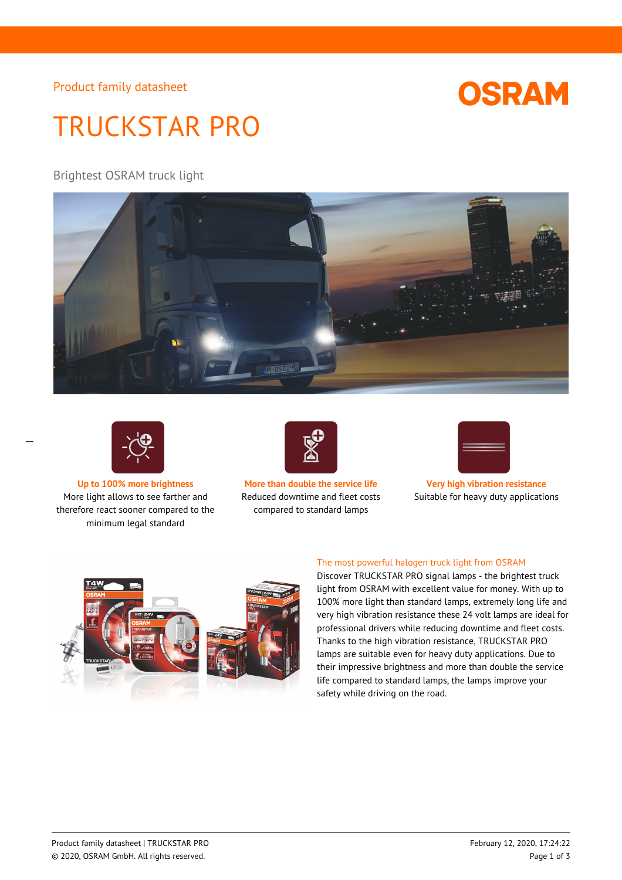Product family datasheet

# TRUCKSTAR PRO

Brightest OSRAM truck light

**Up to 100% more brightness**
More light allows to see farther and therefore react sooner compared to the minimum legal standard

**More than double the service life**
Reduced downtime and fleet costs compared to standard lamps

**Very high vibration resistance**
Suitable for heavy duty applications

## The most powerful halogen truck light from OSRAM

Discover TRUCKSTAR PRO signal lamps - the brightest truck light from OSRAM with excellent value for money. With up to 100% more light than standard lamps, extremely long life and very high vibration resistance these 24 volt lamps are ideal for professional drivers while reducing downtime and fleet costs. Thanks to the high vibration resistance, TRUCKSTAR PRO lamps are suitable even for heavy duty applications. Due to their impressive brightness and more than double the service life compared to standard lamps, the lamps improve your safety while driving on the road.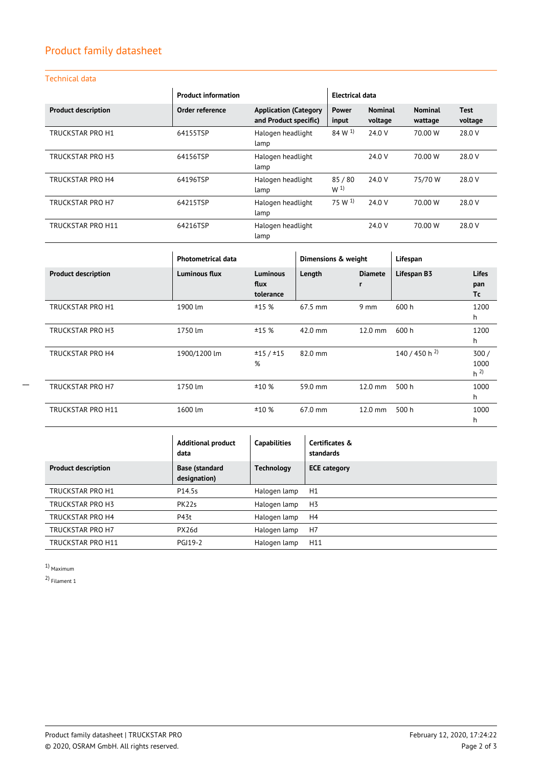# Product family datasheet

## Technical data

| | Product information | | Electrical data | | | |
|---|---|---|---|---|---|---|
| **Product description** | **Order reference** | **Application (Category and Product specific)** | **Power input** | **Nominal voltage** | **Nominal wattage** | **Test voltage** |
| TRUCKSTAR PRO H1 | 64155TSP | Halogen headlight lamp | 84 W [1] | 24.0 V | 70.00 W | 28.0 V |
| TRUCKSTAR PRO H3 | 64156TSP | Halogen headlight lamp | | 24.0 V | 70.00 W | 28.0 V |
| TRUCKSTAR PRO H4 | 64196TSP | Halogen headlight lamp | 85 / 80 W [1] | 24.0 V | 75/70 W | 28.0 V |
| TRUCKSTAR PRO H7 | 64215TSP | Halogen headlight lamp | 75 W [1] | 24.0 V | 70.00 W | 28.0 V |
| TRUCKSTAR PRO H11 | 64216TSP | Halogen headlight lamp | | 24.0 V | 70.00 W | 28.0 V |

| | Photometrical data | | Dimensions & weight | | Lifespan | |
|---|---|---|---|---|---|---|
| **Product description** | **Luminous flux** | **Luminous flux tolerance** | **Length** | **Diameter** | **Lifespan B3** | **Lifespan Tc** |
| TRUCKSTAR PRO H1 | 1900 lm | ±15 % | 67.5 mm | 9 mm | 600 h | 1200 h |
| TRUCKSTAR PRO H3 | 1750 lm | ±15 % | 42.0 mm | 12.0 mm | 600 h | 1200 h |
| TRUCKSTAR PRO H4 | 1900/1200 lm | ±15 / ±15 % | 82.0 mm | | 140 / 450 h [2] | 300 / 1000 h [2] |
| TRUCKSTAR PRO H7 | 1750 lm | ±10 % | 59.0 mm | 12.0 mm | 500 h | 1000 h |
| TRUCKSTAR PRO H11 | 1600 lm | ±10 % | 67.0 mm | 12.0 mm | 500 h | 1000 h |

| | Additional product data | Capabilities | Certificates & standards |
|---|---|---|---|
| **Product description** | **Base (standard designation)** | **Technology** | **ECE category** |
| TRUCKSTAR PRO H1 | P14.5s | Halogen lamp | H1 |
| TRUCKSTAR PRO H3 | PK22s | Halogen lamp | H3 |
| TRUCKSTAR PRO H4 | P43t | Halogen lamp | H4 |
| TRUCKSTAR PRO H7 | PX26d | Halogen lamp | H7 |
| TRUCKSTAR PRO H11 | PGJ19-2 | Halogen lamp | H11 |

[1] Maximum

[2] Filament 1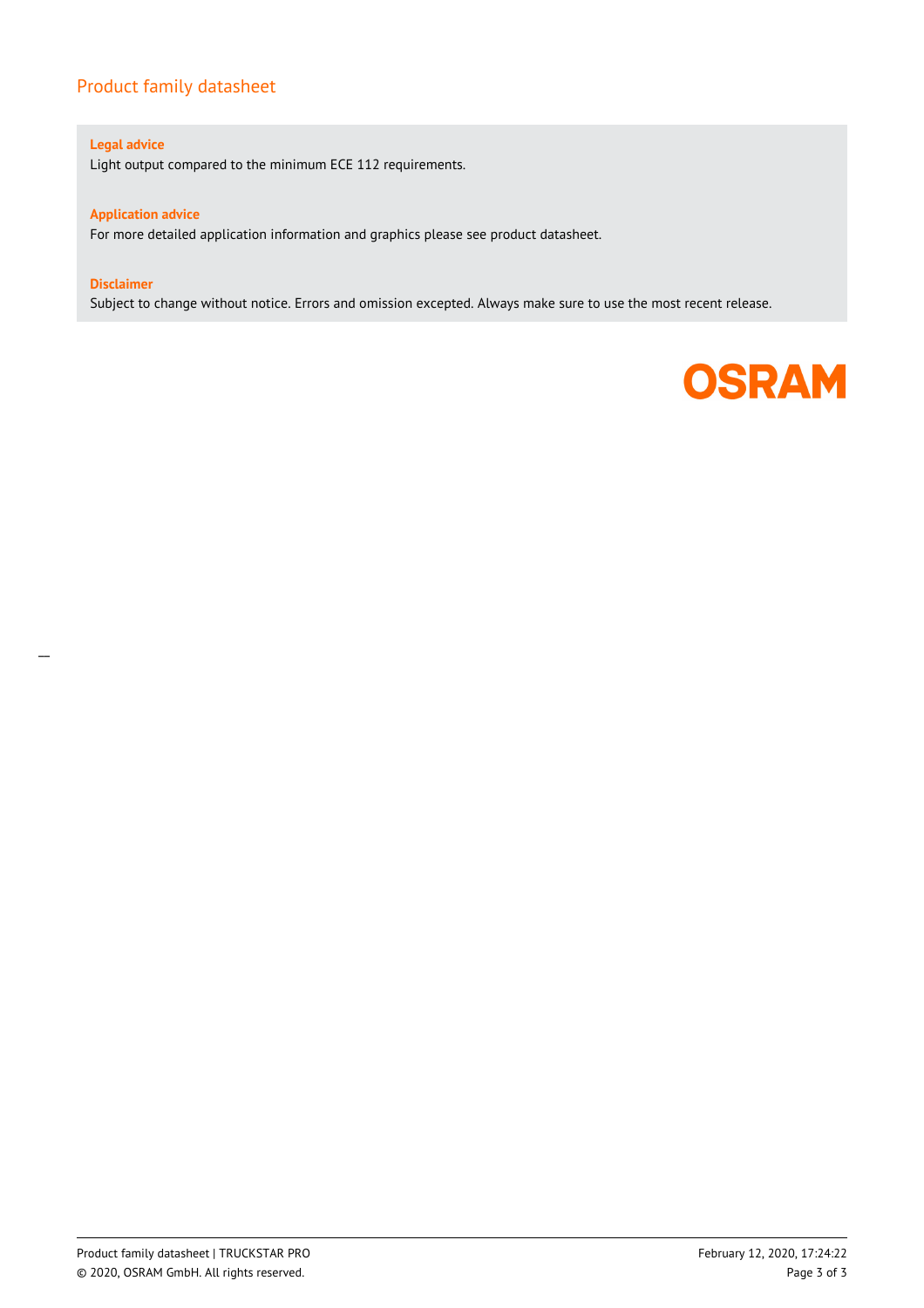## Product family datasheet

**Legal advice**

Light output compared to the minimum ECE 112 requirements.

**Application advice**

For more detailed application information and graphics please see product datasheet.

**Disclaimer**

Subject to change without notice. Errors and omission excepted. Always make sure to use the most recent release.

OSRAM